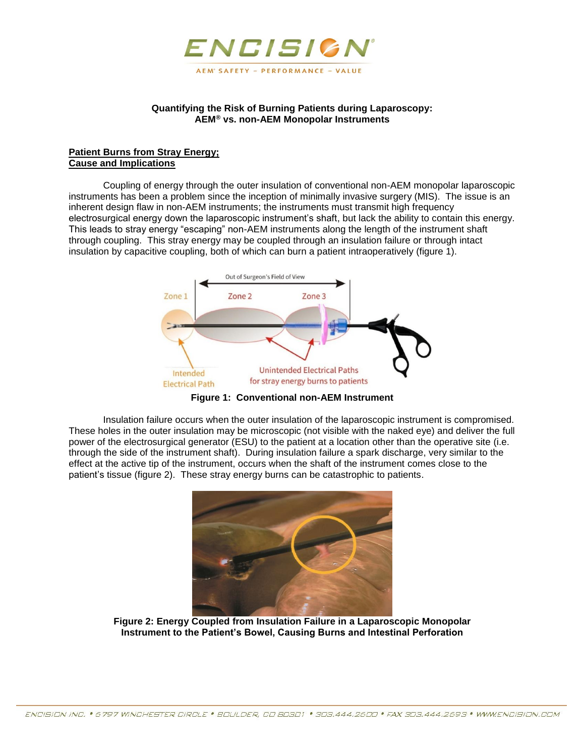# Quantifying the Risk of Burning Patients during Laparoscopy: AEM® vs. non-AEM Monopolar Instruments

## Patient Burns from Stray Energy; Cause and Implications

Coupling of energy through the outer insulation of conventional non-AEM monopolar laparoscopic instruments has been a problem since the inception of minimally invasive surgery (MIS). The issue is an inherent design flaw in non-AEM instruments; the instruments must transmit high frequency electrosurgical energy down the laparoscopic instrument's shaft, but lack the ability to contain this energy. This leads to stray energy "escaping" non-AEM instruments along the length of the instrument shaft through coupling. This stray energy may be coupled through an insulation failure or through intact insulation by capacitive coupling, both of which can burn a patient intraoperatively (figure 1).

**Figure 1: Conventional non-AEM Instrument**

Insulation failure occurs when the outer insulation of the laparoscopic instrument is compromised. These holes in the outer insulation may be microscopic (not visible with the naked eye) and deliver the full power of the electrosurgical generator (ESU) to the patient at a location other than the operative site (i.e. through the side of the instrument shaft). During insulation failure a spark discharge, very similar to the effect at the active tip of the instrument, occurs when the shaft of the instrument comes close to the patient's tissue (figure 2). These stray energy burns can be catastrophic to patients.

**Figure 2: Energy Coupled from Insulation Failure in a Laparoscopic Monopolar Instrument to the Patient's Bowel, Causing Burns and Intestinal Perforation**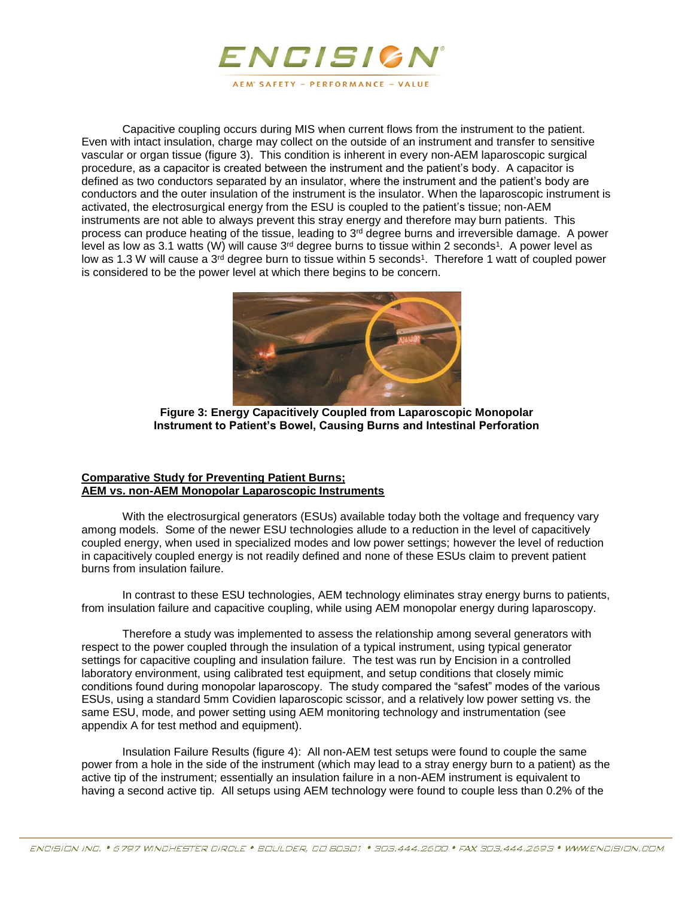Capacitive coupling occurs during MIS when current flows from the instrument to the patient. Even with intact insulation, charge may collect on the outside of an instrument and transfer to sensitive vascular or organ tissue (figure 3). This condition is inherent in every non-AEM laparoscopic surgical procedure, as a capacitor is created between the instrument and the patient's body. A capacitor is defined as two conductors separated by an insulator, where the instrument and the patient's body are conductors and the outer insulation of the instrument is the insulator. When the laparoscopic instrument is activated, the electrosurgical energy from the ESU is coupled to the patient's tissue; non-AEM instruments are not able to always prevent this stray energy and therefore may burn patients. This process can produce heating of the tissue, leading to 3rd degree burns and irreversible damage. A power level as low as 3.1 watts (W) will cause 3rd degree burns to tissue within 2 seconds[1]. A power level as low as 1.3 W will cause a 3rd degree burn to tissue within 5 seconds[1]. Therefore 1 watt of coupled power is considered to be the power level at which there begins to be concern.

**Figure 3: Energy Capacitively Coupled from Laparoscopic Monopolar Instrument to Patient's Bowel, Causing Burns and Intestinal Perforation**

**Comparative Study for Preventing Patient Burns;**
**AEM vs. non-AEM Monopolar Laparoscopic Instruments**

With the electrosurgical generators (ESUs) available today both the voltage and frequency vary among models. Some of the newer ESU technologies allude to a reduction in the level of capacitively coupled energy, when used in specialized modes and low power settings; however the level of reduction in capacitively coupled energy is not readily defined and none of these ESUs claim to prevent patient burns from insulation failure.

In contrast to these ESU technologies, AEM technology eliminates stray energy burns to patients, from insulation failure and capacitive coupling, while using AEM monopolar energy during laparoscopy.

Therefore a study was implemented to assess the relationship among several generators with respect to the power coupled through the insulation of a typical instrument, using typical generator settings for capacitive coupling and insulation failure. The test was run by Encision in a controlled laboratory environment, using calibrated test equipment, and setup conditions that closely mimic conditions found during monopolar laparoscopy. The study compared the "safest" modes of the various ESUs, using a standard 5mm Covidien laparoscopic scissor, and a relatively low power setting vs. the same ESU, mode, and power setting using AEM monitoring technology and instrumentation (see appendix A for test method and equipment).

Insulation Failure Results (figure 4): All non-AEM test setups were found to couple the same power from a hole in the side of the instrument (which may lead to a stray energy burn to a patient) as the active tip of the instrument; essentially an insulation failure in a non-AEM instrument is equivalent to having a second active tip. All setups using AEM technology were found to couple less than 0.2% of the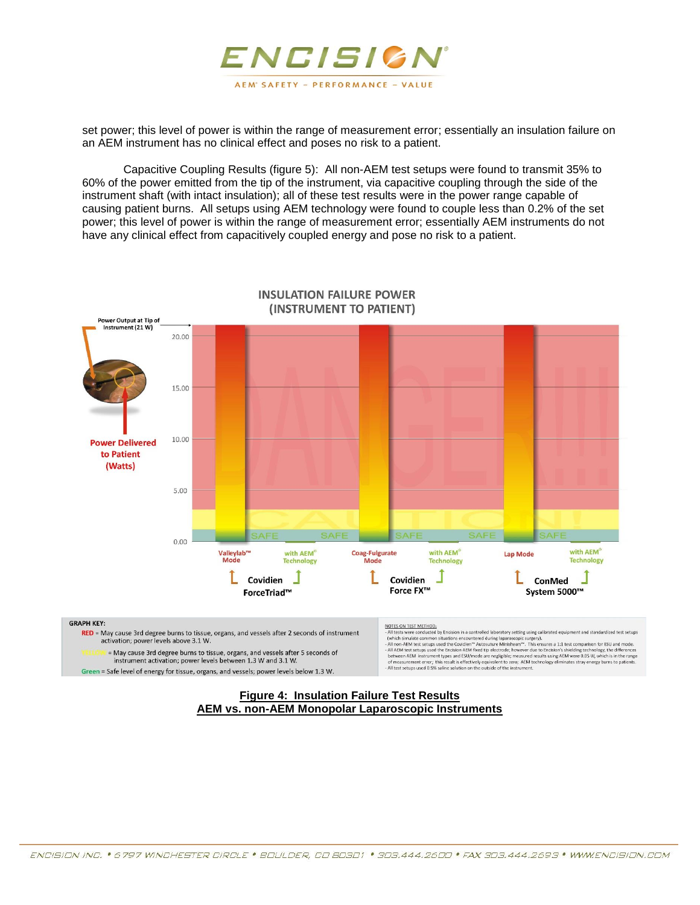set power; this level of power is within the range of measurement error; essentially an insulation failure on an AEM instrument has no clinical effect and poses no risk to a patient.

Capacitive Coupling Results (figure 5): All non-AEM test setups were found to transmit 35% to 60% of the power emitted from the tip of the instrument, via capacitive coupling through the side of the instrument shaft (with intact insulation); all of these test results were in the power range capable of causing patient burns. All setups using AEM technology were found to couple less than 0.2% of the set power; this level of power is within the range of measurement error; essentially AEM instruments do not have any clinical effect from capacitively coupled energy and pose no risk to a patient.

INSULATION FAILURE POWER (INSTRUMENT TO PATIENT)

Power Output at Tip of Instrument (21 W)

Power Delivered to Patient (Watts)

| | Valleylab™ Mode | with AEM® Technology | Coag-Fulgurate Mode | with AEM® Technology | Lap Mode | with AEM® Technology |
|---|---|---|---|---|---|---|
| | Covidien ForceTriad™ | | Covidien Force FX™ | | ConMed System 5000™ | |

GRAPH KEY:

RED = May cause 3rd degree burns to tissue, organs, and vessels after 2 seconds of instrument activation; power levels above 3.1 W.

YELLOW = May cause 3rd degree burns to tissue, organs, and vessels after 5 seconds of instrument activation; power levels between 1.3 W and 3.1 W.

Green = Safe level of energy for tissue, organs, and vessels; power levels below 1.3 W.

NOTES ON TEST METHOD:
- All tests were conducted by Encision in a controlled laboratory setting using calibrated equipment and standardized test setups (which simulate common situations encountered during laparoscopic surgery).
- All non-AEM test setups used the Covidien™ Autosuture Minishears™. This ensures a 1:1 test comparison for ESU and mode.
- All AEM test setups used the Encision AEM fixed tip electrode; however due to Encision's shielding technology, the differences between AEM instrument types and ESU/mode are negligible; measured results using AEM were 0.05 W, which is in the range of measurement error; this result is effectively equivalent to zero; AEM technology eliminates stray energy burns to patients.
- All test setups used 0.9% saline solution on the outside of the instrument.

**Figure 4: Insulation Failure Test Results**
**AEM vs. non-AEM Monopolar Laparoscopic Instruments**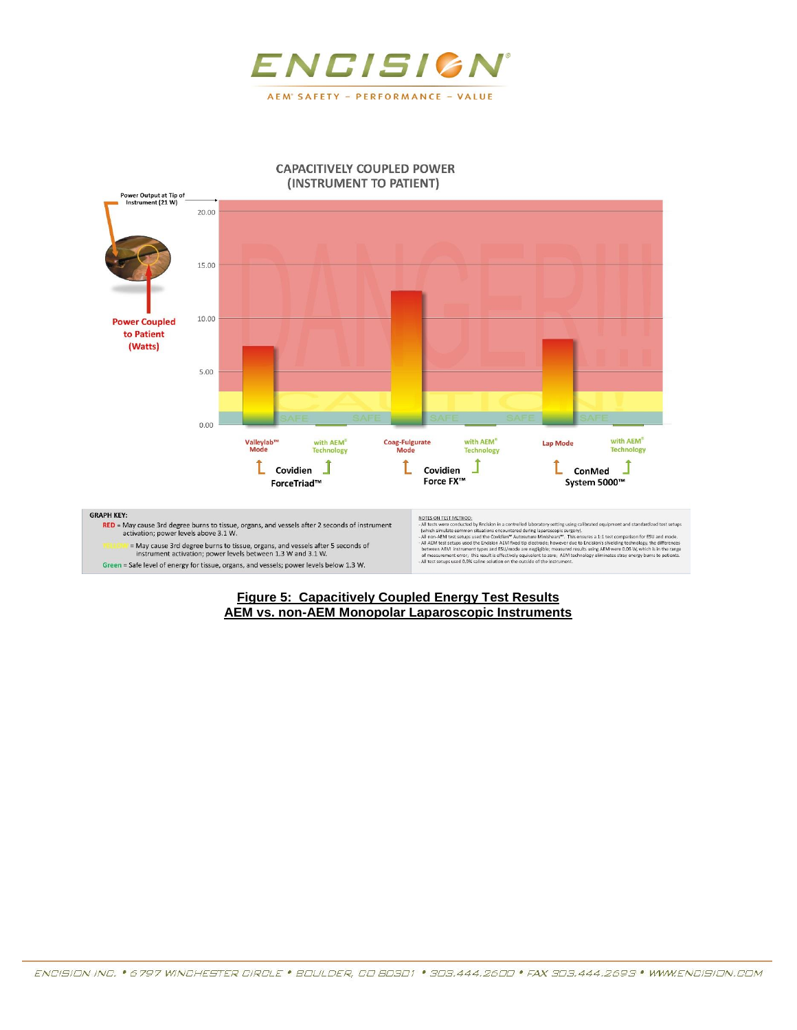**CAPACITIVELY COUPLED POWER (INSTRUMENT TO PATIENT)**

Power Output at Tip of Instrument (21 W)

Power Coupled to Patient (Watts)

20.00
15.00
10.00
5.00
0.00

DANGER!!!

CAUTION!

SAFE SAFE SAFE SAFE SAFE

Valleylab™ Mode | with AEM® Technology — Covidien ForceTriad™

Coag-Fulgurate Mode | with AEM® Technology — Covidien Force FX™

Lap Mode | with AEM® Technology — ConMed System 5000™

**GRAPH KEY:**

RED = May cause 3rd degree burns to tissue, organs, and vessels after 2 seconds of instrument activation; power levels above 3.1 W.

YELLOW = May cause 3rd degree burns to tissue, organs, and vessels after 5 seconds of instrument activation; power levels between 1.3 W and 3.1 W.

Green = Safe level of energy for tissue, organs, and vessels; power levels below 1.3 W.

NOTES ON TEST METHOD:

- All tests were conducted by Encision in a controlled laboratory setting using calibrated equipment and standardized test setups (which simulate common situations encountered during laparoscopic surgery).
- All non-AEM test setups used the Covidien™ Autosuture Minishears™. This ensures a 1:1 test comparison for ESU and mode.
- All AEM test setups used the Encision AEM fixed tip electrode; however due to Encision's shielding technology, the differences between AEM instrument types and ESU/mode are negligible; measured results using AEM were 0.05 W, which is in the range of measurement error; this result is effectively equivalent to zero; AEM technology eliminates stray energy burns to patients.
- All test setups used 0.9% saline solution on the outside of the instrument.

**Figure 5: Capacitively Coupled Energy Test Results**
**AEM vs. non-AEM Monopolar Laparoscopic Instruments**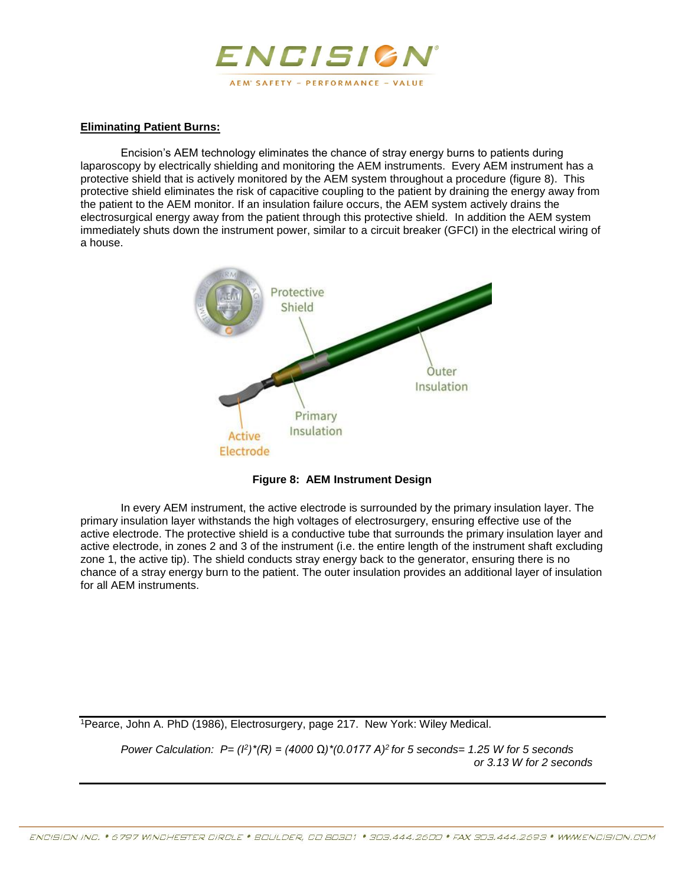**Eliminating Patient Burns:**

Encision's AEM technology eliminates the chance of stray energy burns to patients during laparoscopy by electrically shielding and monitoring the AEM instruments. Every AEM instrument has a protective shield that is actively monitored by the AEM system throughout a procedure (figure 8). This protective shield eliminates the risk of capacitive coupling to the patient by draining the energy away from the patient to the AEM monitor. If an insulation failure occurs, the AEM system actively drains the electrosurgical energy away from the patient through this protective shield. In addition the AEM system immediately shuts down the instrument power, similar to a circuit breaker (GFCI) in the electrical wiring of a house.

**Figure 8: AEM Instrument Design**

In every AEM instrument, the active electrode is surrounded by the primary insulation layer. The primary insulation layer withstands the high voltages of electrosurgery, ensuring effective use of the active electrode. The protective shield is a conductive tube that surrounds the primary insulation layer and active electrode, in zones 2 and 3 of the instrument (i.e. the entire length of the instrument shaft excluding zone 1, the active tip). The shield conducts stray energy back to the generator, ensuring there is no chance of a stray energy burn to the patient. The outer insulation provides an additional layer of insulation for all AEM instruments.

---

[1]Pearce, John A. PhD (1986), Electrosurgery, page 217. New York: Wiley Medical.

*Power Calculation:* $P = (I^2)*(R) = (4000\ \Omega)*(0.0177\ A)^2$ *for 5 seconds= 1.25 W for 5 seconds or 3.13 W for 2 seconds*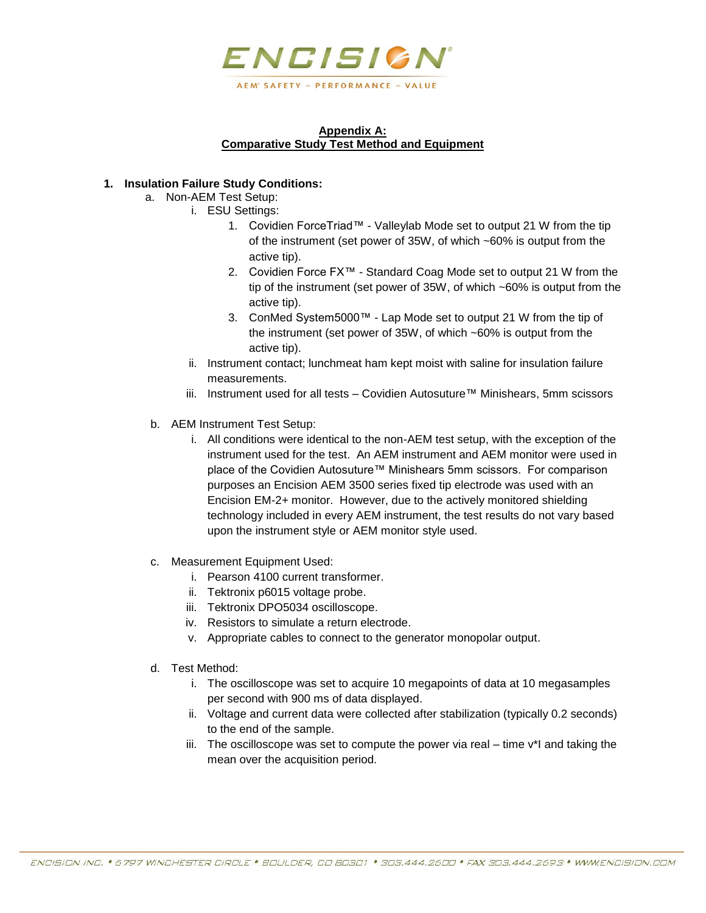## Appendix A:
## Comparative Study Test Method and Equipment

1. **Insulation Failure Study Conditions:**
   a. Non-AEM Test Setup:
      i. ESU Settings:
         1. Covidien ForceTriad™ - Valleylab Mode set to output 21 W from the tip of the instrument (set power of 35W, of which ~60% is output from the active tip).
         2. Covidien Force FX™ - Standard Coag Mode set to output 21 W from the tip of the instrument (set power of 35W, of which ~60% is output from the active tip).
         3. ConMed System5000™ - Lap Mode set to output 21 W from the tip of the instrument (set power of 35W, of which ~60% is output from the active tip).

      ii. Instrument contact; lunchmeat ham kept moist with saline for insulation failure measurements.

      iii. Instrument used for all tests – Covidien Autosuture™ Minishears, 5mm scissors

   b. AEM Instrument Test Setup:
      i. All conditions were identical to the non-AEM test setup, with the exception of the instrument used for the test. An AEM instrument and AEM monitor were used in place of the Covidien Autosuture™ Minishears 5mm scissors. For comparison purposes an Encision AEM 3500 series fixed tip electrode was used with an Encision EM-2+ monitor. However, due to the actively monitored shielding technology included in every AEM instrument, the test results do not vary based upon the instrument style or AEM monitor style used.

   c. Measurement Equipment Used:
      i. Pearson 4100 current transformer.
      ii. Tektronix p6015 voltage probe.
      iii. Tektronix DPO5034 oscilloscope.
      iv. Resistors to simulate a return electrode.
      v. Appropriate cables to connect to the generator monopolar output.

   d. Test Method:
      i. The oscilloscope was set to acquire 10 megapoints of data at 10 megasamples per second with 900 ms of data displayed.
      ii. Voltage and current data were collected after stabilization (typically 0.2 seconds) to the end of the sample.
      iii. The oscilloscope was set to compute the power via real – time v*I and taking the mean over the acquisition period.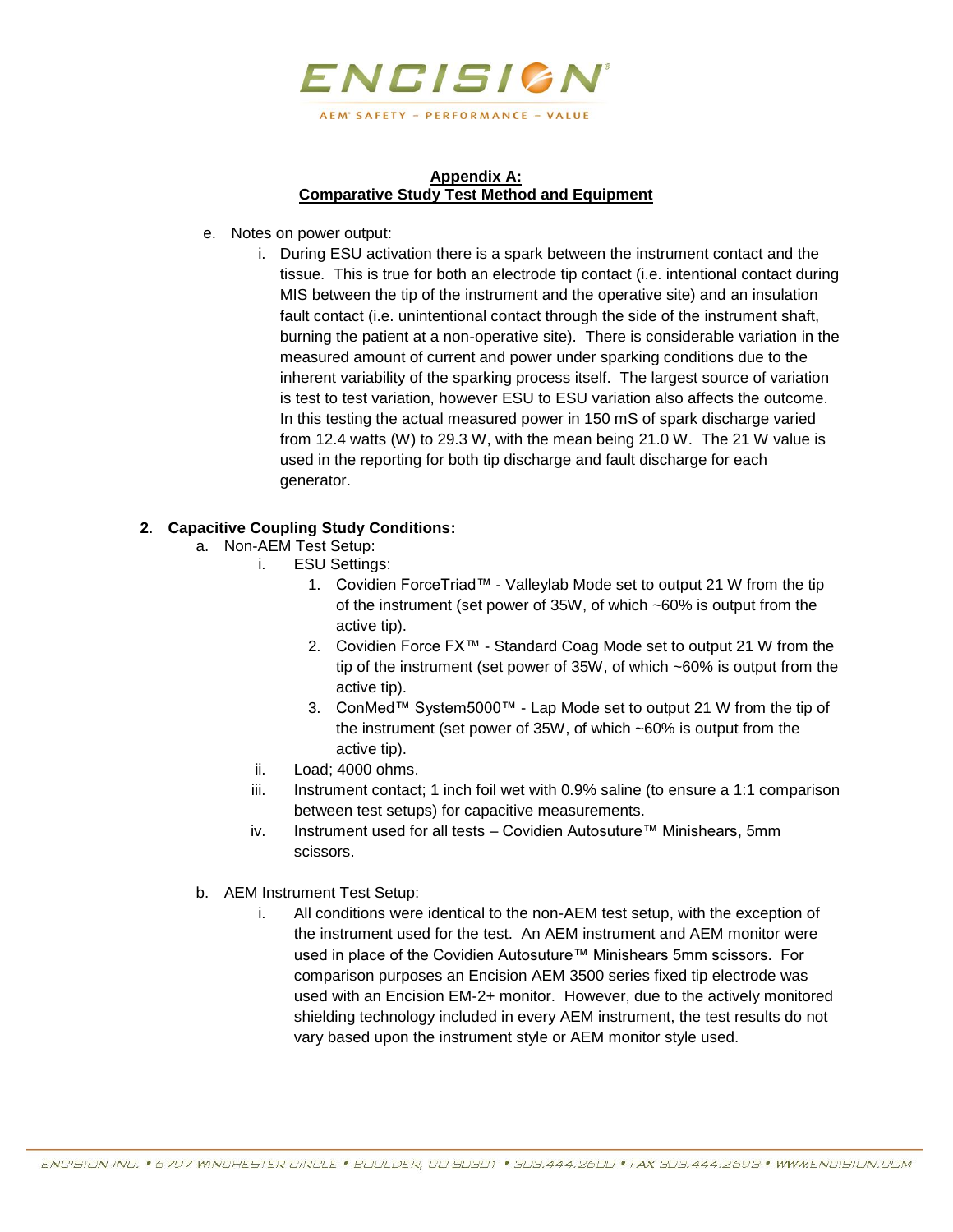**Appendix A:**
**Comparative Study Test Method and Equipment**

e. Notes on power output:
   i. During ESU activation there is a spark between the instrument contact and the tissue. This is true for both an electrode tip contact (i.e. intentional contact during MIS between the tip of the instrument and the operative site) and an insulation fault contact (i.e. unintentional contact through the side of the instrument shaft, burning the patient at a non-operative site). There is considerable variation in the measured amount of current and power under sparking conditions due to the inherent variability of the sparking process itself. The largest source of variation is test to test variation, however ESU to ESU variation also affects the outcome. In this testing the actual measured power in 150 mS of spark discharge varied from 12.4 watts (W) to 29.3 W, with the mean being 21.0 W. The 21 W value is used in the reporting for both tip discharge and fault discharge for each generator.

**2. Capacitive Coupling Study Conditions:**

a. Non-AEM Test Setup:
   i. ESU Settings:
      1. Covidien ForceTriad™ - Valleylab Mode set to output 21 W from the tip of the instrument (set power of 35W, of which ~60% is output from the active tip).
      2. Covidien Force FX™ - Standard Coag Mode set to output 21 W from the tip of the instrument (set power of 35W, of which ~60% is output from the active tip).
      3. ConMed™ System5000™ - Lap Mode set to output 21 W from the tip of the instrument (set power of 35W, of which ~60% is output from the active tip).
   ii. Load; 4000 ohms.
   iii. Instrument contact; 1 inch foil wet with 0.9% saline (to ensure a 1:1 comparison between test setups) for capacitive measurements.
   iv. Instrument used for all tests – Covidien Autosuture™ Minishears, 5mm scissors.

b. AEM Instrument Test Setup:
   i. All conditions were identical to the non-AEM test setup, with the exception of the instrument used for the test. An AEM instrument and AEM monitor were used in place of the Covidien Autosuture™ Minishears 5mm scissors. For comparison purposes an Encision AEM 3500 series fixed tip electrode was used with an Encision EM-2+ monitor. However, due to the actively monitored shielding technology included in every AEM instrument, the test results do not vary based upon the instrument style or AEM monitor style used.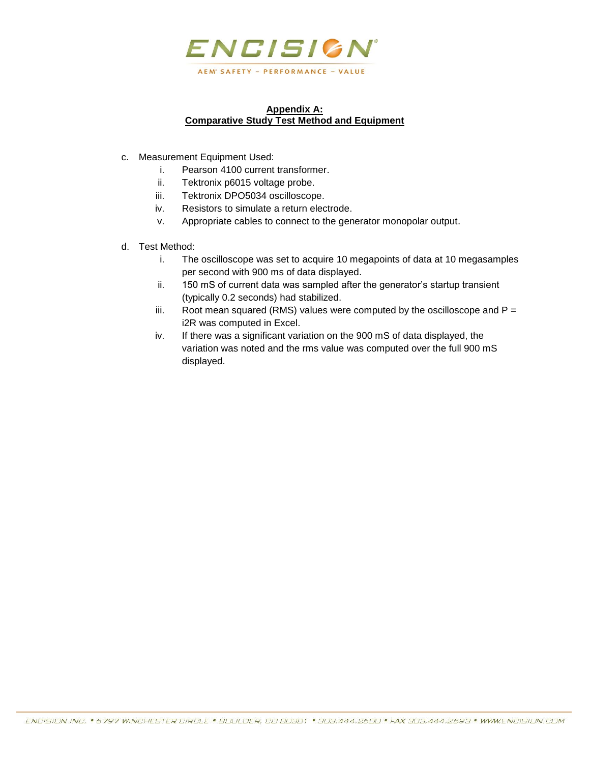## Appendix A:
## Comparative Study Test Method and Equipment

c. Measurement Equipment Used:
   i. Pearson 4100 current transformer.
   ii. Tektronix p6015 voltage probe.
   iii. Tektronix DPO5034 oscilloscope.
   iv. Resistors to simulate a return electrode.
   v. Appropriate cables to connect to the generator monopolar output.

d. Test Method:
   i. The oscilloscope was set to acquire 10 megapoints of data at 10 megasamples per second with 900 ms of data displayed.
   ii. 150 mS of current data was sampled after the generator's startup transient (typically 0.2 seconds) had stabilized.
   iii. Root mean squared (RMS) values were computed by the oscilloscope and P = i2R was computed in Excel.
   iv. If there was a significant variation on the 900 mS of data displayed, the variation was noted and the rms value was computed over the full 900 mS displayed.